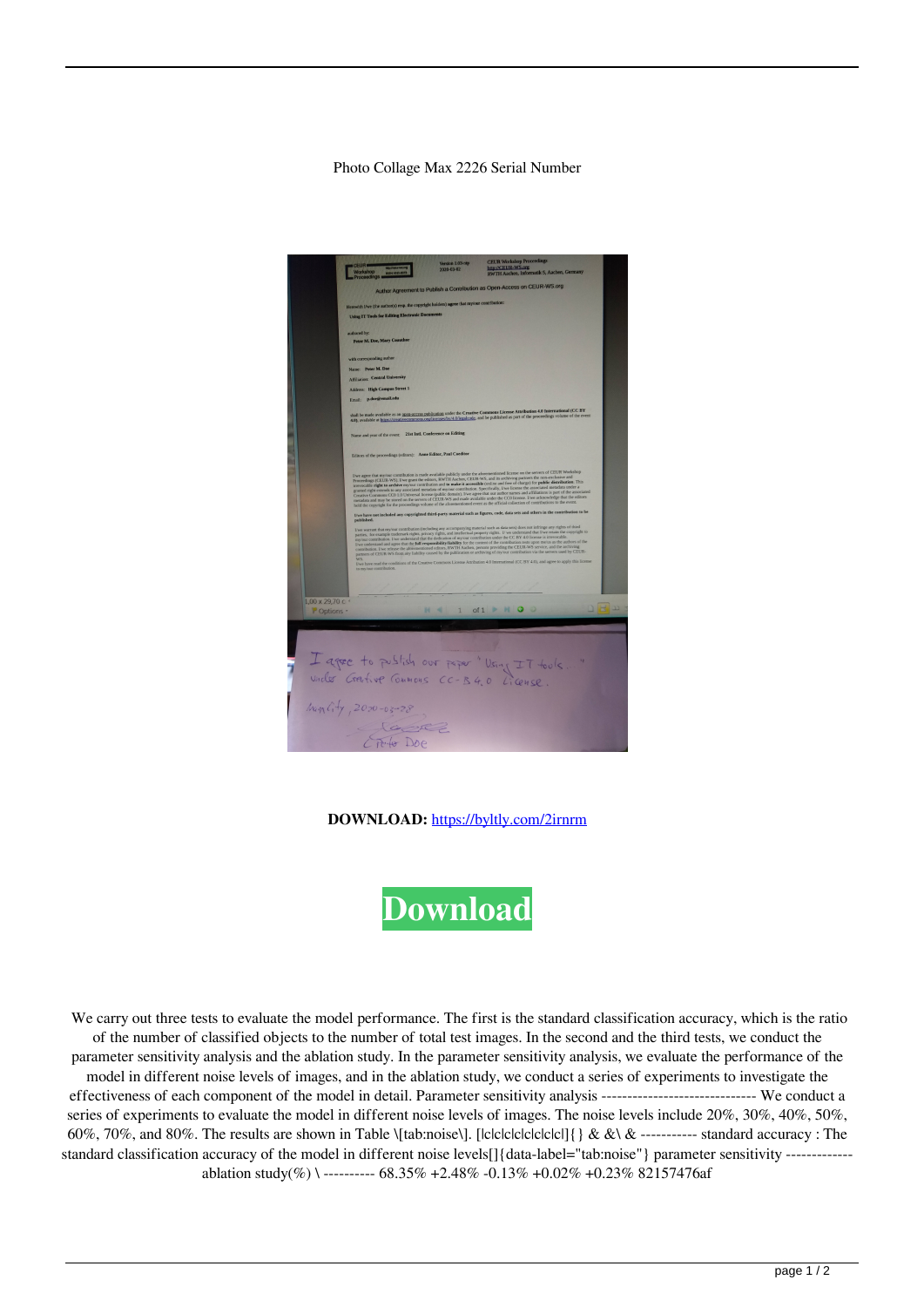Photo Collage Max 2226 Serial Number

**DOWNLOAD:** https://byltly.com/2irnrm

**Download**

We carry out three tests to evaluate the model performance. The first is the standard classification accuracy, which is the ratio of the number of classified objects to the number of total test images. In the second and the third tests, we conduct the parameter sensitivity analysis and the ablation study. In the parameter sensitivity analysis, we evaluate the performance of the model in different noise levels of images, and in the ablation study, we conduct a series of experiments to investigate the effectiveness of each component of the model in detail. Parameter sensitivity analysis ------------------------------ We conduct a series of experiments to evaluate the model in different noise levels of images. The noise levels include 20%, 30%, 40%, 50%, 60%, 70%, and 80%. The results are shown in Table \[tab:noise\]. [|c|c|c|c|c|c|c|c|c|]{ } & &\ & ----------- standard accuracy : The standard classification accuracy of the model in different noise levels[]{data-label="tab:noise"} parameter sensitivity ------------- ablation study(%) \ ---------- 68.35% +2.48% -0.13% +0.02% +0.23% 82157476af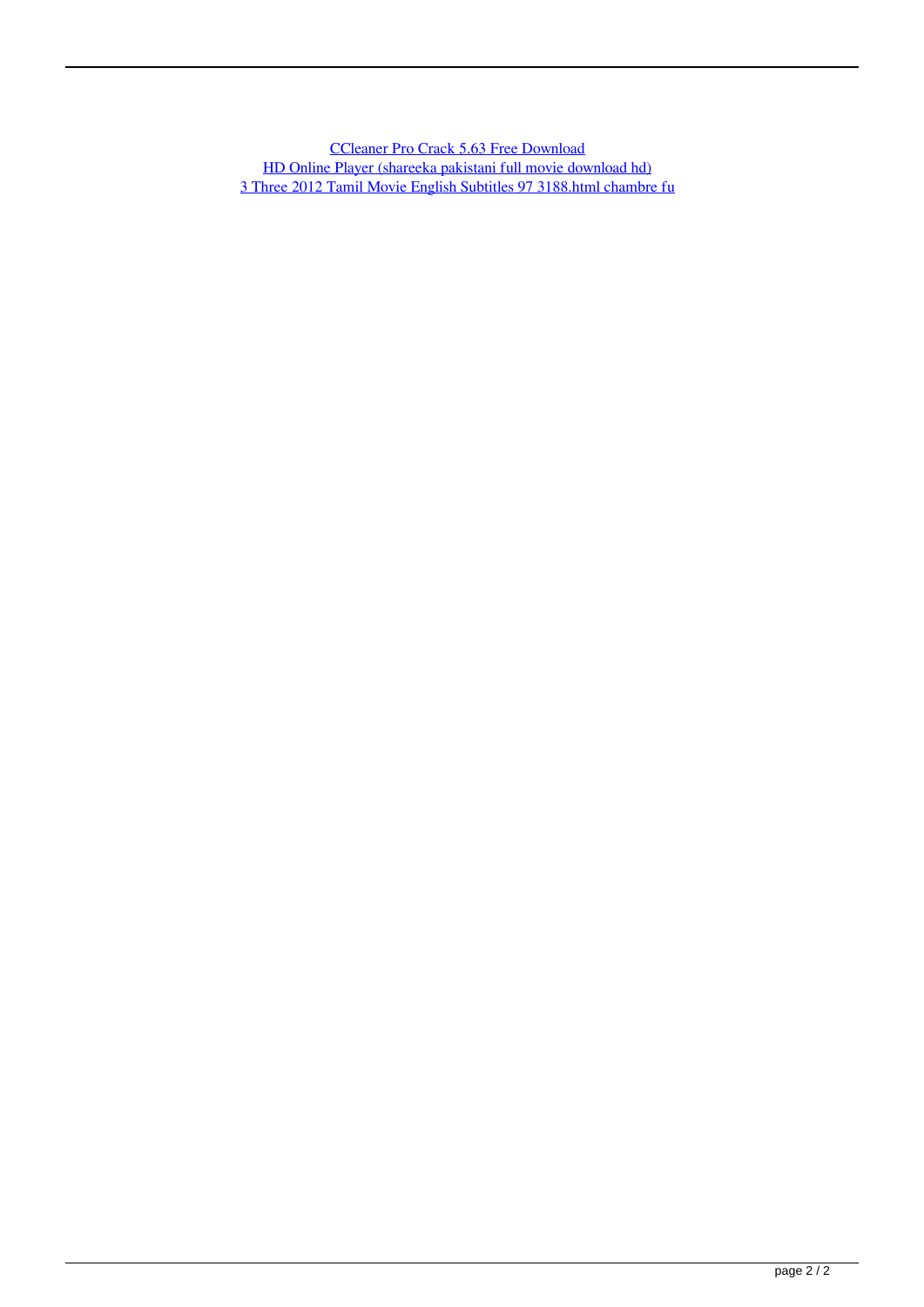[CCleaner Pro Crack 5.63 Free Download]
[HD Online Player (shareeka pakistani full movie download hd)]
[3 Three 2012 Tamil Movie English Subtitles 97 3188.html chambre fu]